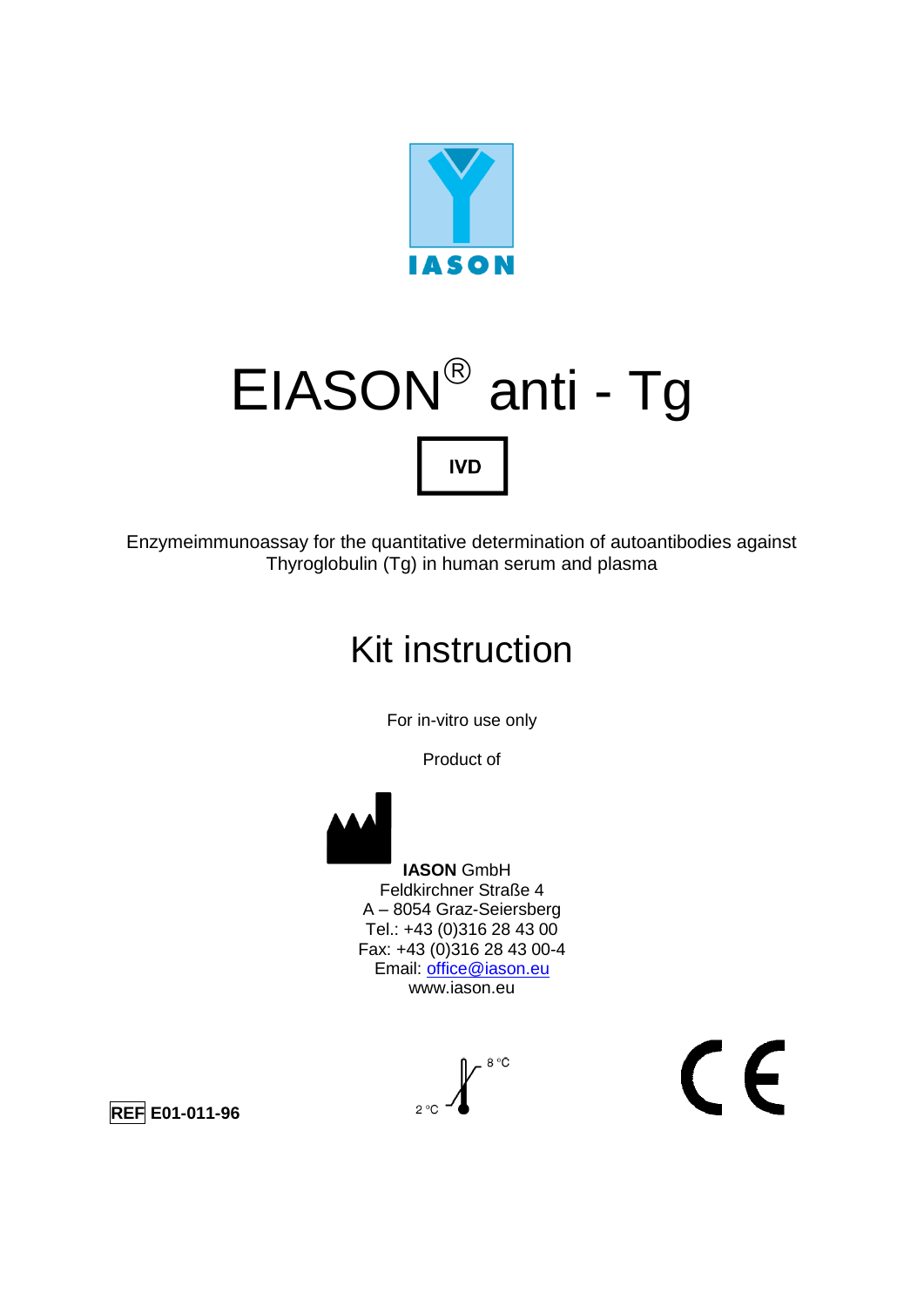IASON

# EIASON® anti - Tg

**IVD**

Enzymeimmunoassay for the quantitative determination of autoantibodies against Thyroglobulin (Tg) in human serum and plasma

## Kit instruction

For in-vitro use only

Product of

**IASON** GmbH
Feldkirchner Straße 4
A – 8054 Graz-Seiersberg
Tel.: +43 (0)316 28 43 00
Fax: +43 (0)316 28 43 00-4
Email: office@iason.eu
www.iason.eu

**REF E01-011-96**

2 °C – 8 °C

CE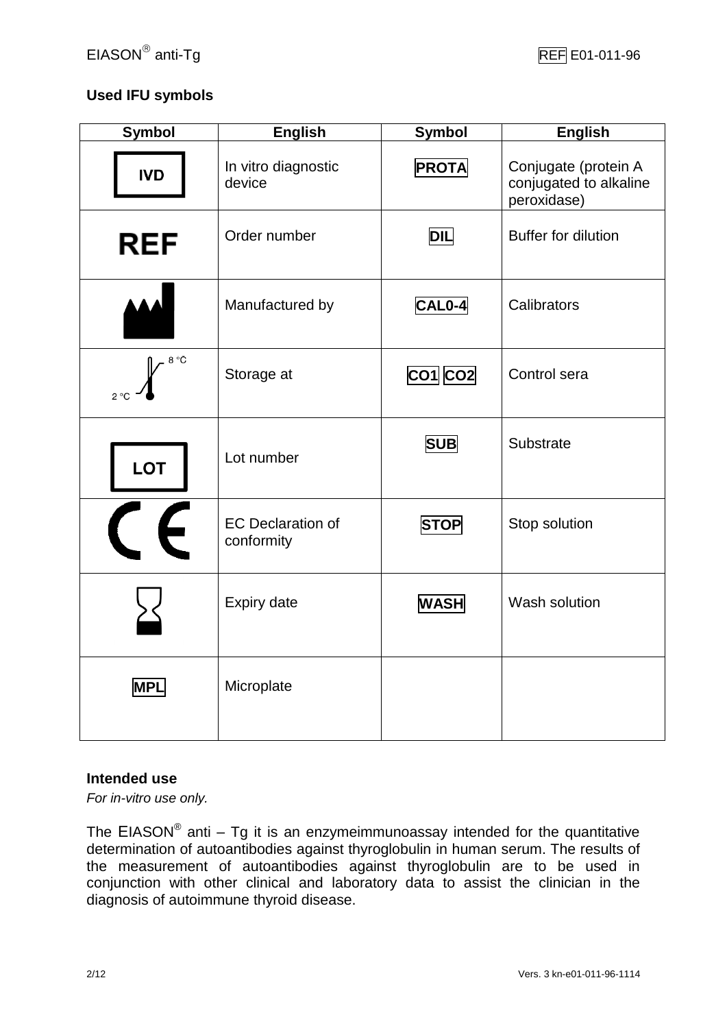## Used IFU symbols

| Symbol | English | Symbol | English |
|---|---|---|---|
| IVD | In vitro diagnostic device | PROTA | Conjugate (protein A conjugated to alkaline peroxidase) |
| REF | Order number | DIL | Buffer for dilution |
| | Manufactured by | CAL0-4 | Calibrators |
| 2 °C – 8 °C | Storage at | CO1 CO2 | Control sera |
| LOT | Lot number | SUB | Substrate |
| CE | EC Declaration of conformity | STOP | Stop solution |
| | Expiry date | WASH | Wash solution |
| MPL | Microplate | | |

## Intended use

*For in-vitro use only.*

The EIASON® anti – Tg it is an enzymeimmunoassay intended for the quantitative determination of autoantibodies against thyroglobulin in human serum. The results of the measurement of autoantibodies against thyroglobulin are to be used in conjunction with other clinical and laboratory data to assist the clinician in the diagnosis of autoimmune thyroid disease.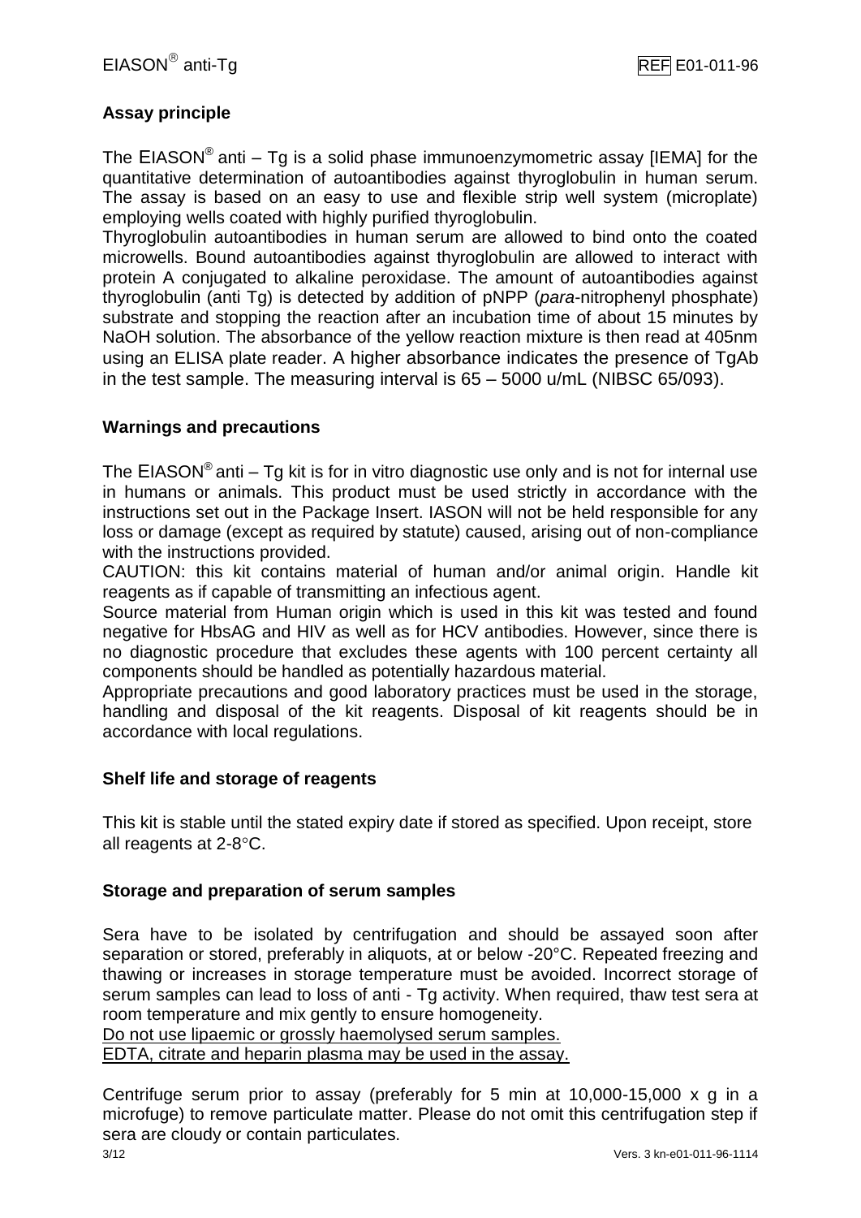## Assay principle

The EIASON® anti – Tg is a solid phase immunoenzymometric assay [IEMA] for the quantitative determination of autoantibodies against thyroglobulin in human serum. The assay is based on an easy to use and flexible strip well system (microplate) employing wells coated with highly purified thyroglobulin.

Thyroglobulin autoantibodies in human serum are allowed to bind onto the coated microwells. Bound autoantibodies against thyroglobulin are allowed to interact with protein A conjugated to alkaline peroxidase. The amount of autoantibodies against thyroglobulin (anti Tg) is detected by addition of pNPP (*para*-nitrophenyl phosphate) substrate and stopping the reaction after an incubation time of about 15 minutes by NaOH solution. The absorbance of the yellow reaction mixture is then read at 405nm using an ELISA plate reader. A higher absorbance indicates the presence of TgAb in the test sample. The measuring interval is 65 – 5000 u/mL (NIBSC 65/093).

## Warnings and precautions

The EIASON® anti – Tg kit is for in vitro diagnostic use only and is not for internal use in humans or animals. This product must be used strictly in accordance with the instructions set out in the Package Insert. IASON will not be held responsible for any loss or damage (except as required by statute) caused, arising out of non-compliance with the instructions provided.

CAUTION: this kit contains material of human and/or animal origin. Handle kit reagents as if capable of transmitting an infectious agent.

Source material from Human origin which is used in this kit was tested and found negative for HbsAG and HIV as well as for HCV antibodies. However, since there is no diagnostic procedure that excludes these agents with 100 percent certainty all components should be handled as potentially hazardous material.

Appropriate precautions and good laboratory practices must be used in the storage, handling and disposal of the kit reagents. Disposal of kit reagents should be in accordance with local regulations.

## Shelf life and storage of reagents

This kit is stable until the stated expiry date if stored as specified. Upon receipt, store all reagents at 2-8°C.

## Storage and preparation of serum samples

Sera have to be isolated by centrifugation and should be assayed soon after separation or stored, preferably in aliquots, at or below -20°C. Repeated freezing and thawing or increases in storage temperature must be avoided. Incorrect storage of serum samples can lead to loss of anti - Tg activity. When required, thaw test sera at room temperature and mix gently to ensure homogeneity.

<u>Do not use lipaemic or grossly haemolysed serum samples.</u>

<u>EDTA, citrate and heparin plasma may be used in the assay.</u>

Centrifuge serum prior to assay (preferably for 5 min at 10,000-15,000 x g in a microfuge) to remove particulate matter. Please do not omit this centrifugation step if sera are cloudy or contain particulates.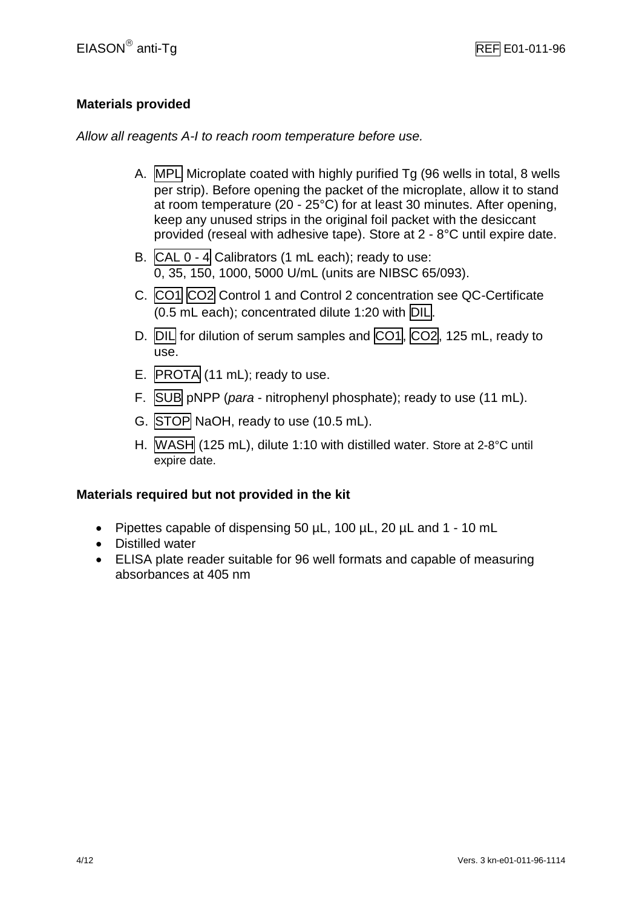## Materials provided

*Allow all reagents A-I to reach room temperature before use.*

A. MPL Microplate coated with highly purified Tg (96 wells in total, 8 wells per strip). Before opening the packet of the microplate, allow it to stand at room temperature (20 - 25°C) for at least 30 minutes. After opening, keep any unused strips in the original foil packet with the desiccant provided (reseal with adhesive tape). Store at 2 - 8°C until expire date.
B. CAL 0 - 4 Calibrators (1 mL each); ready to use: 0, 35, 150, 1000, 5000 U/mL (units are NIBSC 65/093).
C. CO1 CO2 Control 1 and Control 2 concentration see QC-Certificate (0.5 mL each); concentrated dilute 1:20 with DIL.
D. DIL for dilution of serum samples and CO1, CO2, 125 mL, ready to use.
E. PROTA (11 mL); ready to use.
F. SUB pNPP (*para* - nitrophenyl phosphate); ready to use (11 mL).
G. STOP NaOH, ready to use (10.5 mL).
H. WASH (125 mL), dilute 1:10 with distilled water. Store at 2-8°C until expire date.

## Materials required but not provided in the kit

- Pipettes capable of dispensing 50 µL, 100 µL, 20 µL and 1 - 10 mL
- Distilled water
- ELISA plate reader suitable for 96 well formats and capable of measuring absorbances at 405 nm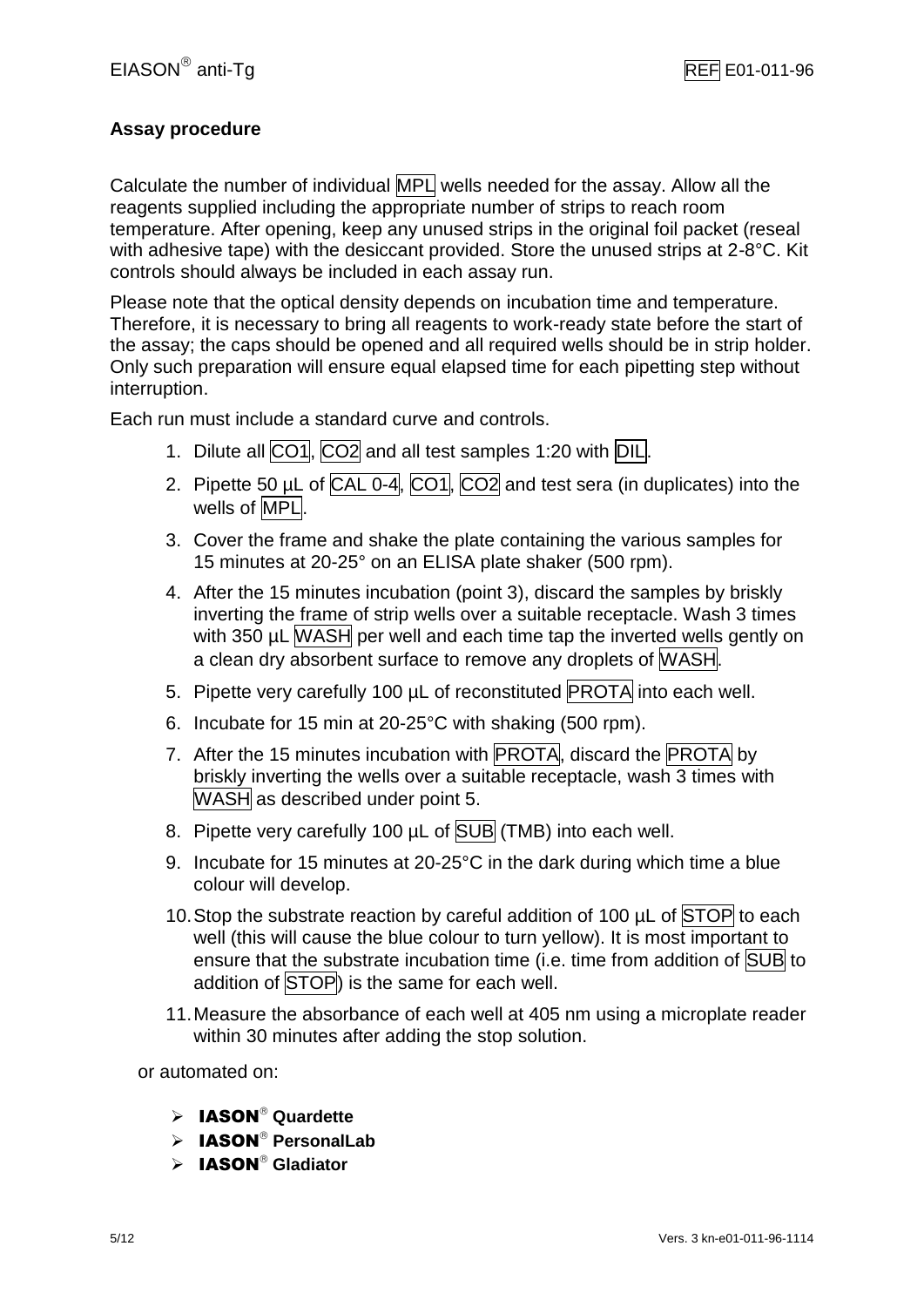## Assay procedure

Calculate the number of individual MPL wells needed for the assay. Allow all the reagents supplied including the appropriate number of strips to reach room temperature. After opening, keep any unused strips in the original foil packet (reseal with adhesive tape) with the desiccant provided. Store the unused strips at 2-8°C. Kit controls should always be included in each assay run.

Please note that the optical density depends on incubation time and temperature. Therefore, it is necessary to bring all reagents to work-ready state before the start of the assay; the caps should be opened and all required wells should be in strip holder. Only such preparation will ensure equal elapsed time for each pipetting step without interruption.

Each run must include a standard curve and controls.

1. Dilute all CO1, CO2 and all test samples 1:20 with DIL.
2. Pipette 50 µL of CAL 0-4, CO1, CO2 and test sera (in duplicates) into the wells of MPL.
3. Cover the frame and shake the plate containing the various samples for 15 minutes at 20-25° on an ELISA plate shaker (500 rpm).
4. After the 15 minutes incubation (point 3), discard the samples by briskly inverting the frame of strip wells over a suitable receptacle. Wash 3 times with 350 µL WASH per well and each time tap the inverted wells gently on a clean dry absorbent surface to remove any droplets of WASH.
5. Pipette very carefully 100 µL of reconstituted PROTA into each well.
6. Incubate for 15 min at 20-25°C with shaking (500 rpm).
7. After the 15 minutes incubation with PROTA, discard the PROTA by briskly inverting the wells over a suitable receptacle, wash 3 times with WASH as described under point 5.
8. Pipette very carefully 100 µL of SUB (TMB) into each well.
9. Incubate for 15 minutes at 20-25°C in the dark during which time a blue colour will develop.
10. Stop the substrate reaction by careful addition of 100 µL of STOP to each well (this will cause the blue colour to turn yellow). It is most important to ensure that the substrate incubation time (i.e. time from addition of SUB to addition of STOP) is the same for each well.
11. Measure the absorbance of each well at 405 nm using a microplate reader within 30 minutes after adding the stop solution.

or automated on:

- **IASON® Quardette**
- **IASON® PersonalLab**
- **IASON® Gladiator**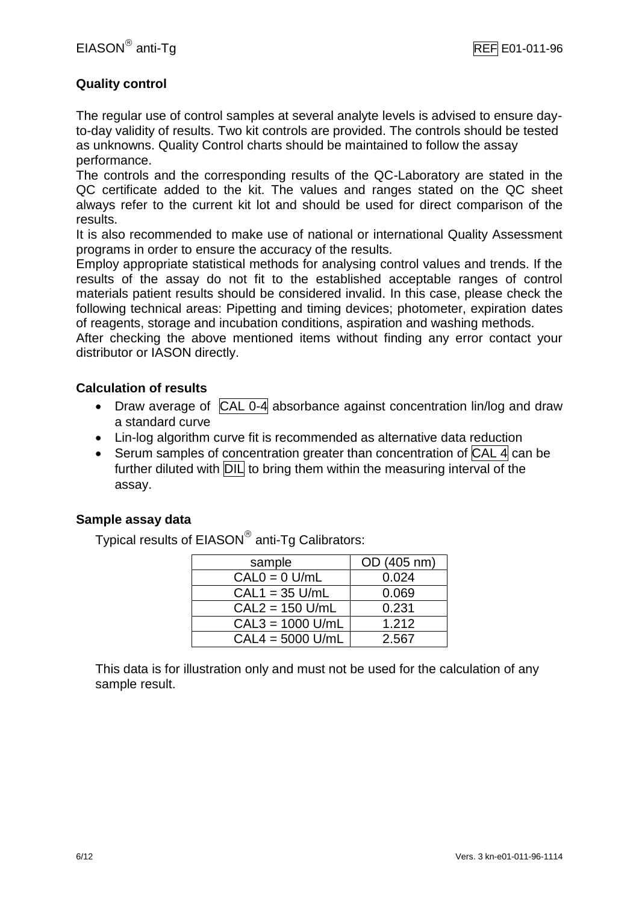## Quality control

The regular use of control samples at several analyte levels is advised to ensure day-to-day validity of results. Two kit controls are provided. The controls should be tested as unknowns. Quality Control charts should be maintained to follow the assay performance.
The controls and the corresponding results of the QC-Laboratory are stated in the QC certificate added to the kit. The values and ranges stated on the QC sheet always refer to the current kit lot and should be used for direct comparison of the results.
It is also recommended to make use of national or international Quality Assessment programs in order to ensure the accuracy of the results.
Employ appropriate statistical methods for analysing control values and trends. If the results of the assay do not fit to the established acceptable ranges of control materials patient results should be considered invalid. In this case, please check the following technical areas: Pipetting and timing devices; photometer, expiration dates of reagents, storage and incubation conditions, aspiration and washing methods.
After checking the above mentioned items without finding any error contact your distributor or IASON directly.

## Calculation of results

- Draw average of CAL 0-4 absorbance against concentration lin/log and draw a standard curve
- Lin-log algorithm curve fit is recommended as alternative data reduction
- Serum samples of concentration greater than concentration of CAL 4 can be further diluted with DIL to bring them within the measuring interval of the assay.

## Sample assay data

Typical results of EIASON® anti-Tg Calibrators:

| sample | OD (405 nm) |
|---|---|
| CAL0 = 0 U/mL | 0.024 |
| CAL1 = 35 U/mL | 0.069 |
| CAL2 = 150 U/mL | 0.231 |
| CAL3 = 1000 U/mL | 1.212 |
| CAL4 = 5000 U/mL | 2.567 |

This data is for illustration only and must not be used for the calculation of any sample result.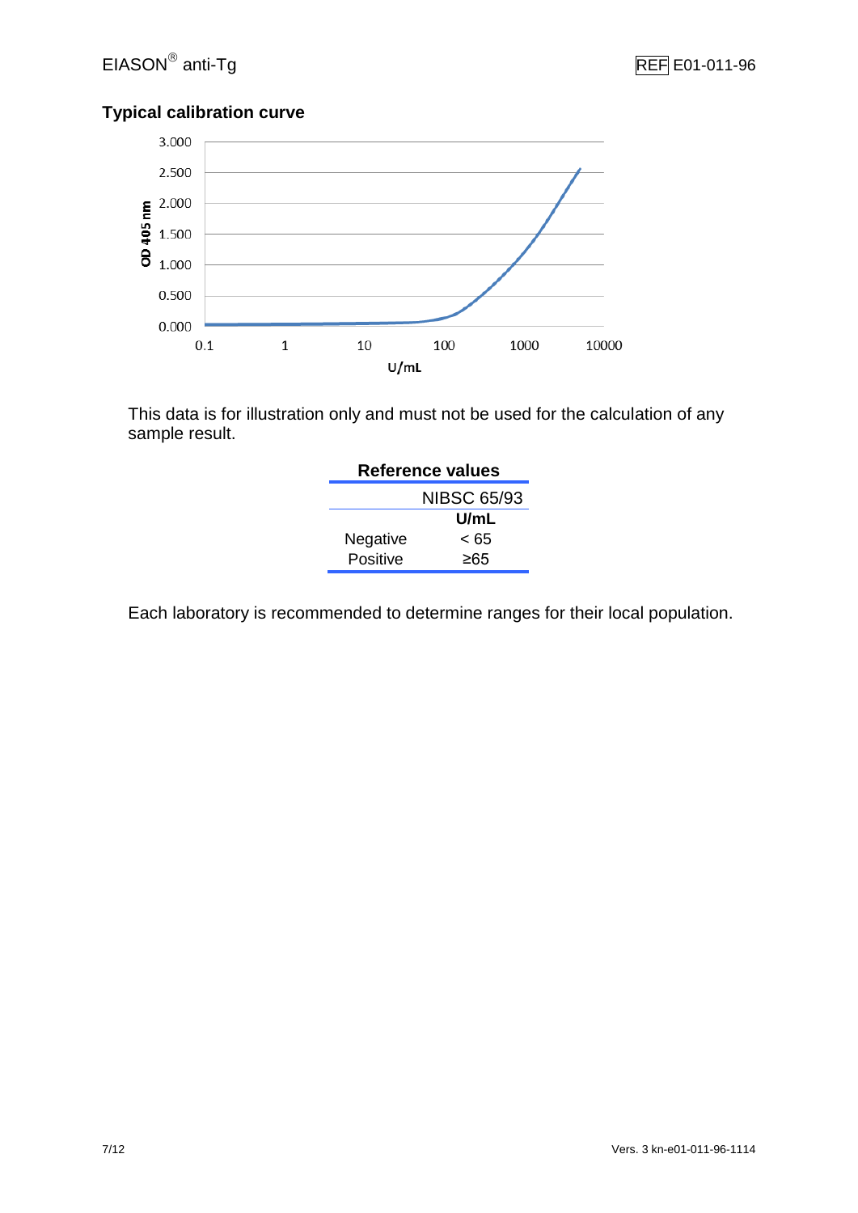### Typical calibration curve

This data is for illustration only and must not be used for the calculation of any sample result.

**Reference values**

| | NIBSC 65/93 |
|---|---|
| | **U/mL** |
| Negative | < 65 |
| Positive | ≥65 |

Each laboratory is recommended to determine ranges for their local population.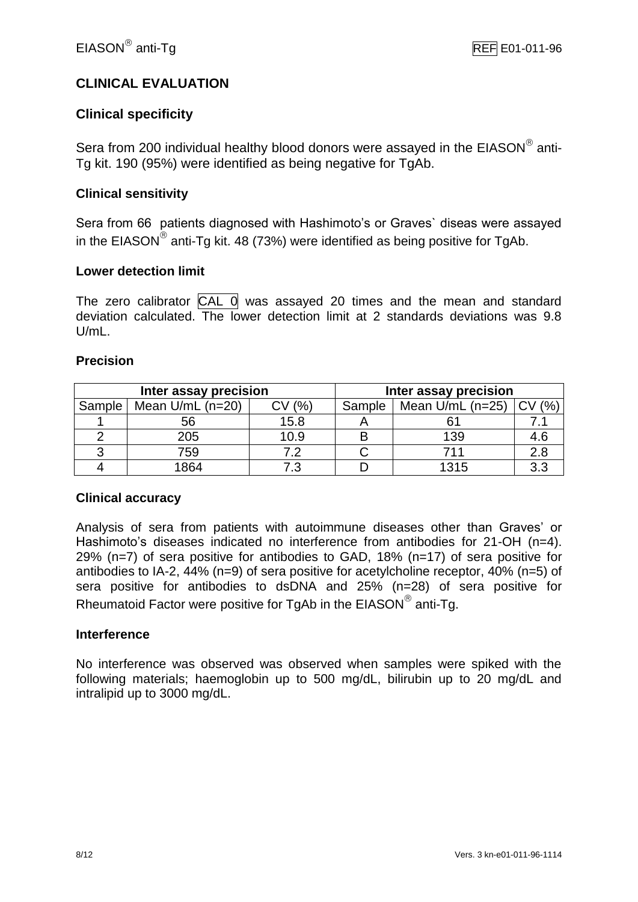## CLINICAL EVALUATION

### Clinical specificity

Sera from 200 individual healthy blood donors were assayed in the EIASON® anti-Tg kit. 190 (95%) were identified as being negative for TgAb.

#### Clinical sensitivity

Sera from 66 patients diagnosed with Hashimoto's or Graves` diseas were assayed in the EIASON® anti-Tg kit. 48 (73%) were identified as being positive for TgAb.

#### Lower detection limit

The zero calibrator CAL 0 was assayed 20 times and the mean and standard deviation calculated. The lower detection limit at 2 standards deviations was 9.8 U/mL.

#### Precision

| Inter assay precision | | | Inter assay precision | | |
|---|---|---|---|---|---|
| Sample | Mean U/mL (n=20) | CV (%) | Sample | Mean U/mL (n=25) | CV (%) |
| 1 | 56 | 15.8 | A | 61 | 7.1 |
| 2 | 205 | 10.9 | B | 139 | 4.6 |
| 3 | 759 | 7.2 | C | 711 | 2.8 |
| 4 | 1864 | 7.3 | D | 1315 | 3.3 |

#### Clinical accuracy

Analysis of sera from patients with autoimmune diseases other than Graves' or Hashimoto's diseases indicated no interference from antibodies for 21-OH (n=4). 29% (n=7) of sera positive for antibodies to GAD, 18% (n=17) of sera positive for antibodies to IA-2, 44% (n=9) of sera positive for acetylcholine receptor, 40% (n=5) of sera positive for antibodies to dsDNA and 25% (n=28) of sera positive for Rheumatoid Factor were positive for TgAb in the EIASON® anti-Tg.

#### Interference

No interference was observed was observed when samples were spiked with the following materials; haemoglobin up to 500 mg/dL, bilirubin up to 20 mg/dL and intralipid up to 3000 mg/dL.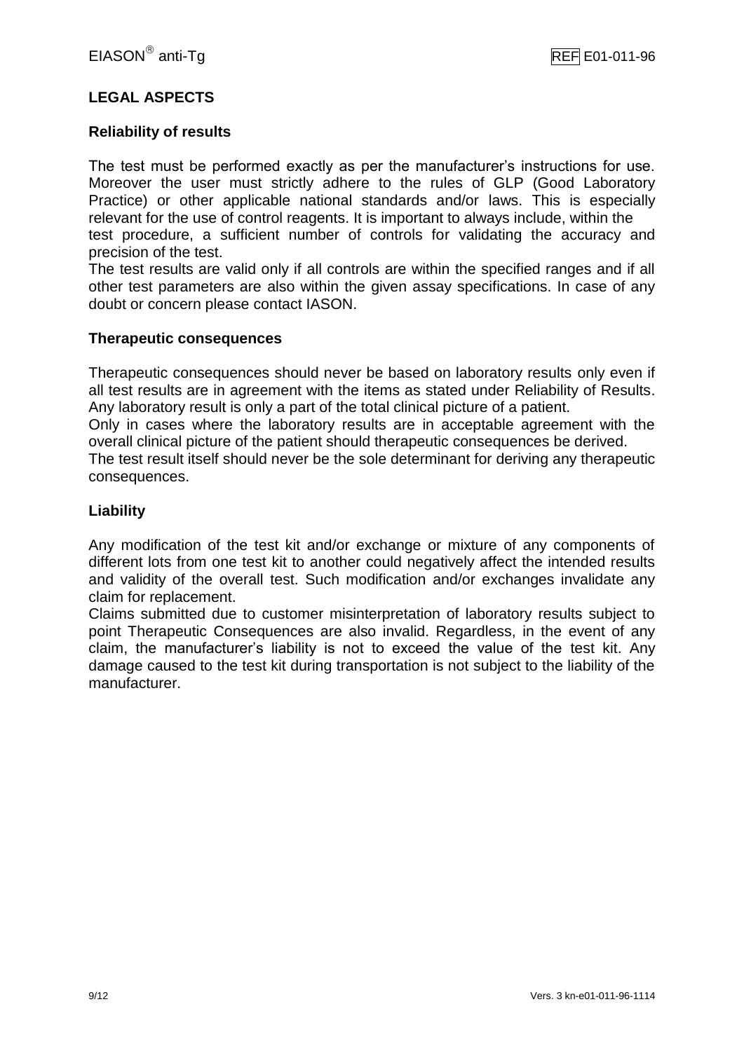## LEGAL ASPECTS

### Reliability of results

The test must be performed exactly as per the manufacturer's instructions for use. Moreover the user must strictly adhere to the rules of GLP (Good Laboratory Practice) or other applicable national standards and/or laws. This is especially relevant for the use of control reagents. It is important to always include, within the test procedure, a sufficient number of controls for validating the accuracy and precision of the test.

The test results are valid only if all controls are within the specified ranges and if all other test parameters are also within the given assay specifications. In case of any doubt or concern please contact IASON.

### Therapeutic consequences

Therapeutic consequences should never be based on laboratory results only even if all test results are in agreement with the items as stated under Reliability of Results. Any laboratory result is only a part of the total clinical picture of a patient.

Only in cases where the laboratory results are in acceptable agreement with the overall clinical picture of the patient should therapeutic consequences be derived.

The test result itself should never be the sole determinant for deriving any therapeutic consequences.

### Liability

Any modification of the test kit and/or exchange or mixture of any components of different lots from one test kit to another could negatively affect the intended results and validity of the overall test. Such modification and/or exchanges invalidate any claim for replacement.

Claims submitted due to customer misinterpretation of laboratory results subject to point Therapeutic Consequences are also invalid. Regardless, in the event of any claim, the manufacturer's liability is not to exceed the value of the test kit. Any damage caused to the test kit during transportation is not subject to the liability of the manufacturer.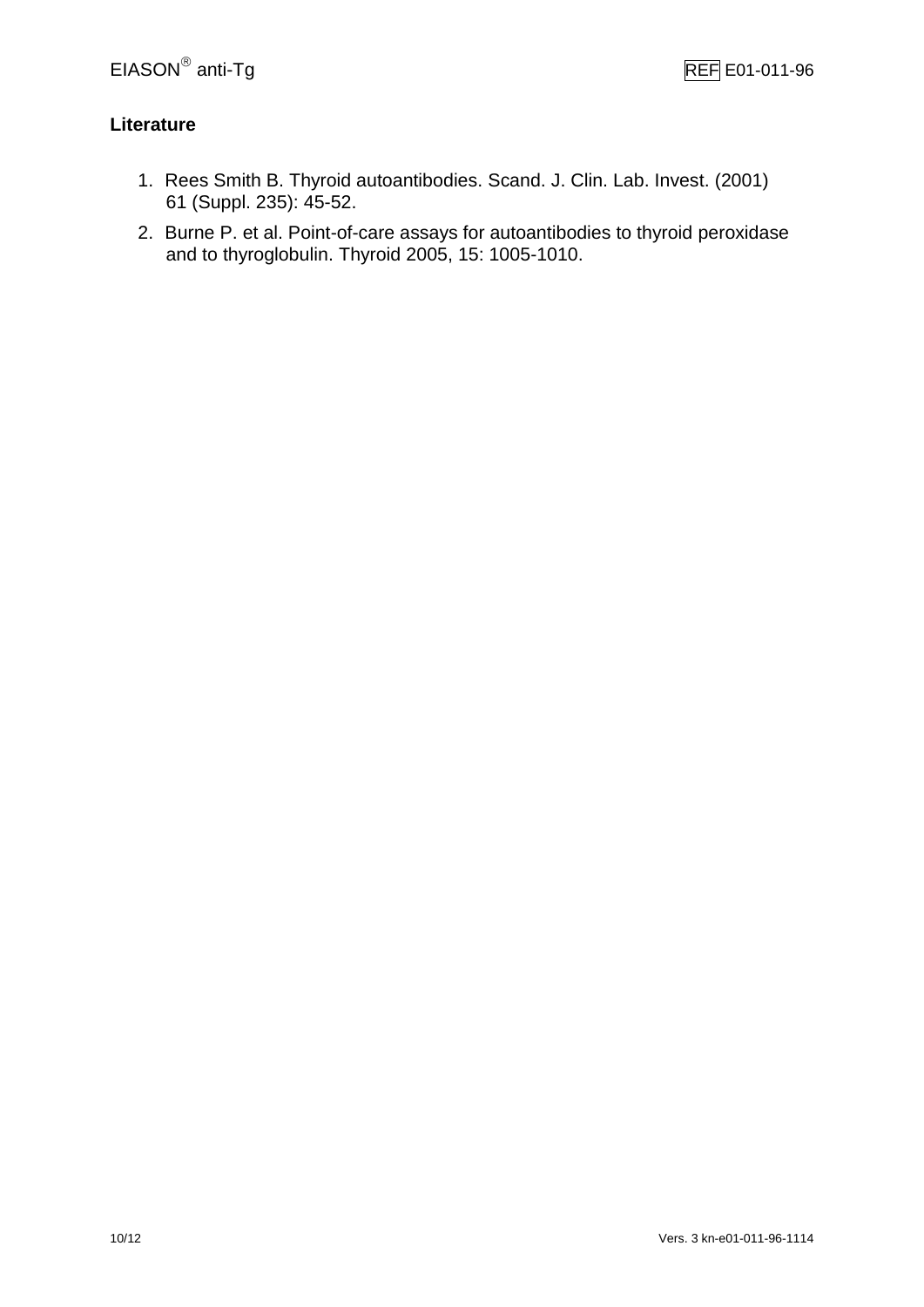## Literature

1. Rees Smith B. Thyroid autoantibodies. Scand. J. Clin. Lab. Invest. (2001) 61 (Suppl. 235): 45-52.
2. Burne P. et al. Point-of-care assays for autoantibodies to thyroid peroxidase and to thyroglobulin. Thyroid 2005, 15: 1005-1010.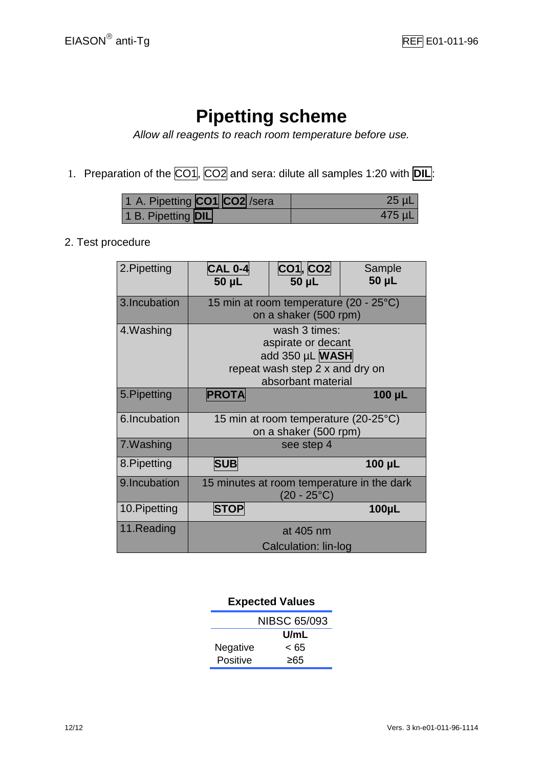# Pipetting scheme

*Allow all reagents to reach room temperature before use.*

1. Preparation of the CO1, CO2 and sera: dilute all samples 1:20 with **DIL**:

| | |
|---|---|
| 1 A. Pipetting **CO1** **CO2** /sera | 25 µL |
| 1 B. Pipetting **DIL** | 475 µL |

2. Test procedure

| | | | |
|---|---|---|---|
| 2.Pipetting | **CAL 0-4** **50 µL** | **CO1, CO2** **50 µL** | Sample **50 µL** |
| 3.Incubation | 15 min at room temperature (20 - 25°C) on a shaker (500 rpm) | | |
| 4.Washing | wash 3 times: aspirate or decant add 350 µL **WASH** repeat wash step 2 x and dry on absorbant material | | |
| 5.Pipetting | **PROTA** | | **100 µL** |
| 6.Incubation | 15 min at room temperature (20-25°C) on a shaker (500 rpm) | | |
| 7.Washing | see step 4 | | |
| 8.Pipetting | **SUB** | | **100 µL** |
| 9.Incubation | 15 minutes at room temperature in the dark (20 - 25°C) | | |
| 10.Pipetting | **STOP** | | **100µL** |
| 11.Reading | at 405 nm Calculation: lin-log | | |

**Expected Values**

| | NIBSC 65/093 |
|---|---|
| | **U/mL** |
| Negative | < 65 |
| Positive | ≥65 |